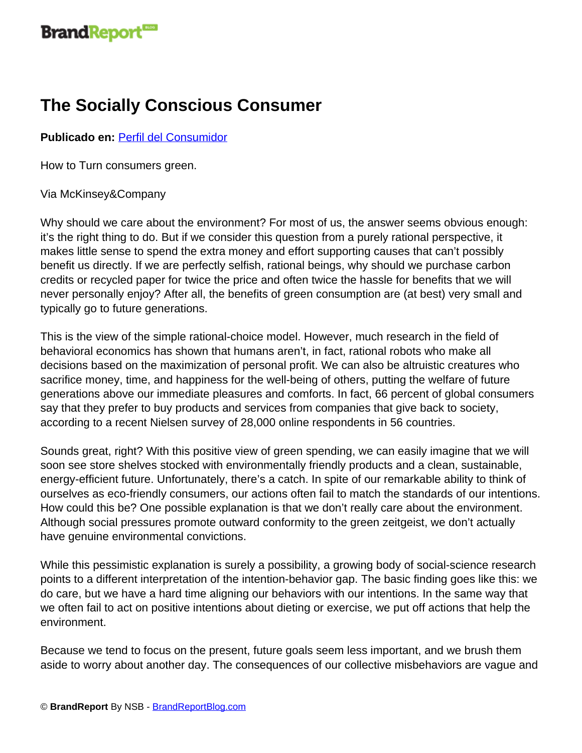# The Socially Conscious Consumer

**Publicado en:** Perfil del Consumidor

How to Turn consumers green.

Via McKinsey&Company

Why should we care about the environment? For most of us, the answer seems obvious enough: it's the right thing to do. But if we consider this question from a purely rational perspective, it makes little sense to spend the extra money and effort supporting causes that can't possibly benefit us directly. If we are perfectly selfish, rational beings, why should we purchase carbon credits or recycled paper for twice the price and often twice the hassle for benefits that we will never personally enjoy? After all, the benefits of green consumption are (at best) very small and typically go to future generations.

This is the view of the simple rational-choice model. However, much research in the field of behavioral economics has shown that humans aren't, in fact, rational robots who make all decisions based on the maximization of personal profit. We can also be altruistic creatures who sacrifice money, time, and happiness for the well-being of others, putting the welfare of future generations above our immediate pleasures and comforts. In fact, 66 percent of global consumers say that they prefer to buy products and services from companies that give back to society, according to a recent Nielsen survey of 28,000 online respondents in 56 countries.

Sounds great, right? With this positive view of green spending, we can easily imagine that we will soon see store shelves stocked with environmentally friendly products and a clean, sustainable, energy-efficient future. Unfortunately, there's a catch. In spite of our remarkable ability to think of ourselves as eco-friendly consumers, our actions often fail to match the standards of our intentions. How could this be? One possible explanation is that we don't really care about the environment. Although social pressures promote outward conformity to the green zeitgeist, we don't actually have genuine environmental convictions.

While this pessimistic explanation is surely a possibility, a growing body of social-science research points to a different interpretation of the intention-behavior gap. The basic finding goes like this: we do care, but we have a hard time aligning our behaviors with our intentions. In the same way that we often fail to act on positive intentions about dieting or exercise, we put off actions that help the environment.

Because we tend to focus on the present, future goals seem less important, and we brush them aside to worry about another day. The consequences of our collective misbehaviors are vague and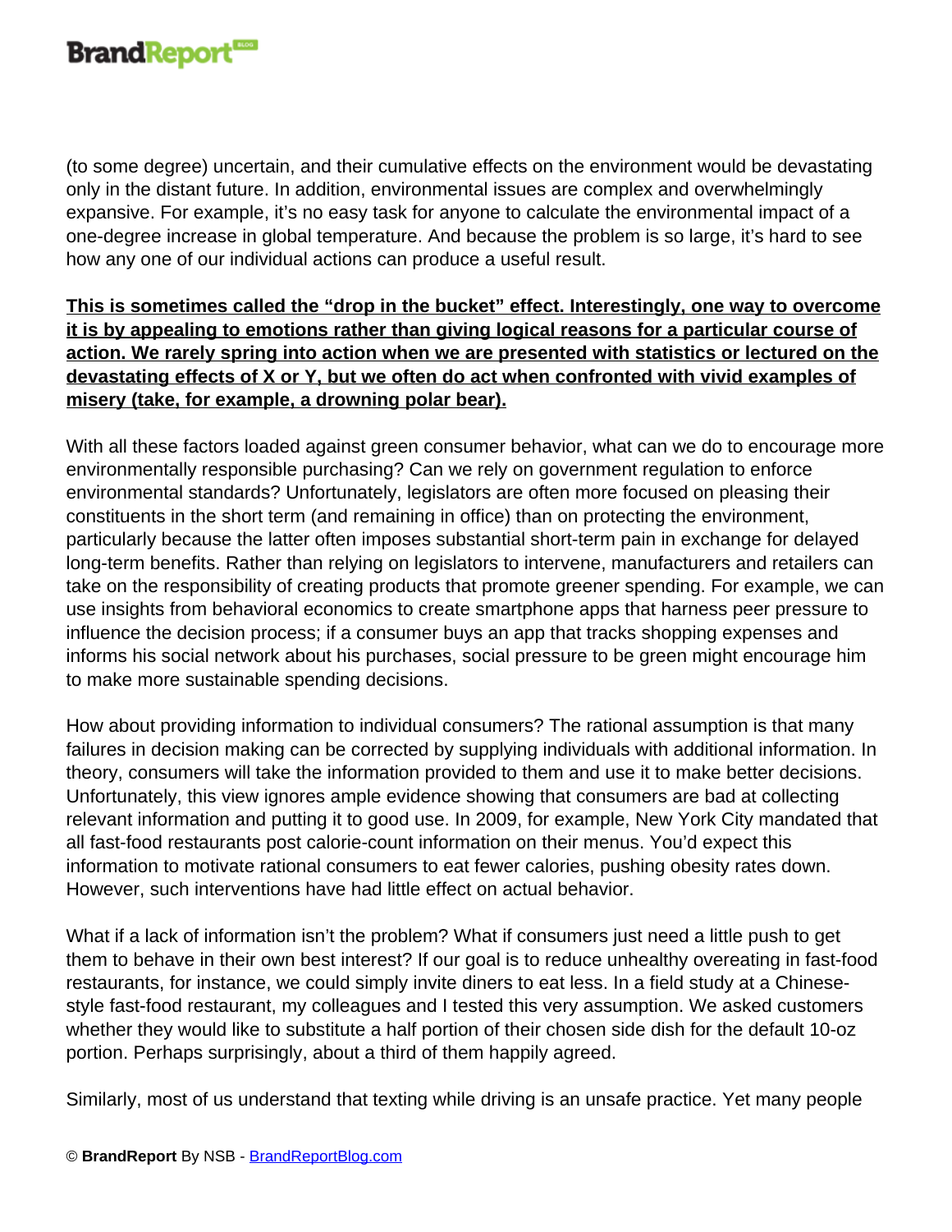(to some degree) uncertain, and their cumulative effects on the environment would be devastating only in the distant future. In addition, environmental issues are complex and overwhelmingly expansive. For example, it's no easy task for anyone to calculate the environmental impact of a one-degree increase in global temperature. And because the problem is so large, it's hard to see how any one of our individual actions can produce a useful result.

**<u>This is sometimes called the "drop in the bucket" effect. Interestingly, one way to overcome it is by appealing to emotions rather than giving logical reasons for a particular course of action. We rarely spring into action when we are presented with statistics or lectured on the devastating effects of X or Y, but we often do act when confronted with vivid examples of misery (take, for example, a drowning polar bear).</u>**

With all these factors loaded against green consumer behavior, what can we do to encourage more environmentally responsible purchasing? Can we rely on government regulation to enforce environmental standards? Unfortunately, legislators are often more focused on pleasing their constituents in the short term (and remaining in office) than on protecting the environment, particularly because the latter often imposes substantial short-term pain in exchange for delayed long-term benefits. Rather than relying on legislators to intervene, manufacturers and retailers can take on the responsibility of creating products that promote greener spending. For example, we can use insights from behavioral economics to create smartphone apps that harness peer pressure to influence the decision process; if a consumer buys an app that tracks shopping expenses and informs his social network about his purchases, social pressure to be green might encourage him to make more sustainable spending decisions.

How about providing information to individual consumers? The rational assumption is that many failures in decision making can be corrected by supplying individuals with additional information. In theory, consumers will take the information provided to them and use it to make better decisions. Unfortunately, this view ignores ample evidence showing that consumers are bad at collecting relevant information and putting it to good use. In 2009, for example, New York City mandated that all fast-food restaurants post calorie-count information on their menus. You'd expect this information to motivate rational consumers to eat fewer calories, pushing obesity rates down. However, such interventions have had little effect on actual behavior.

What if a lack of information isn't the problem? What if consumers just need a little push to get them to behave in their own best interest? If our goal is to reduce unhealthy overeating in fast-food restaurants, for instance, we could simply invite diners to eat less. In a field study at a Chinese-style fast-food restaurant, my colleagues and I tested this very assumption. We asked customers whether they would like to substitute a half portion of their chosen side dish for the default 10-oz portion. Perhaps surprisingly, about a third of them happily agreed.

Similarly, most of us understand that texting while driving is an unsafe practice. Yet many people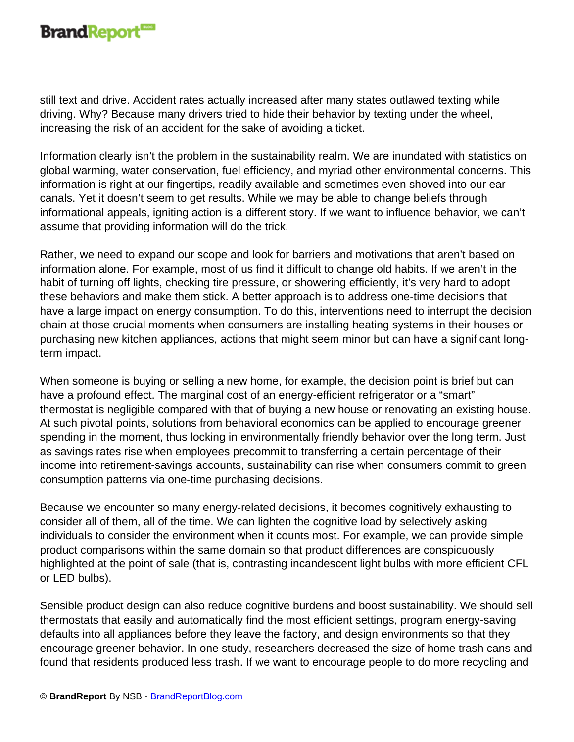still text and drive. Accident rates actually increased after many states outlawed texting while driving. Why? Because many drivers tried to hide their behavior by texting under the wheel, increasing the risk of an accident for the sake of avoiding a ticket.

Information clearly isn't the problem in the sustainability realm. We are inundated with statistics on global warming, water conservation, fuel efficiency, and myriad other environmental concerns. This information is right at our fingertips, readily available and sometimes even shoved into our ear canals. Yet it doesn't seem to get results. While we may be able to change beliefs through informational appeals, igniting action is a different story. If we want to influence behavior, we can't assume that providing information will do the trick.

Rather, we need to expand our scope and look for barriers and motivations that aren't based on information alone. For example, most of us find it difficult to change old habits. If we aren't in the habit of turning off lights, checking tire pressure, or showering efficiently, it's very hard to adopt these behaviors and make them stick. A better approach is to address one-time decisions that have a large impact on energy consumption. To do this, interventions need to interrupt the decision chain at those crucial moments when consumers are installing heating systems in their houses or purchasing new kitchen appliances, actions that might seem minor but can have a significant long-term impact.

When someone is buying or selling a new home, for example, the decision point is brief but can have a profound effect. The marginal cost of an energy-efficient refrigerator or a "smart" thermostat is negligible compared with that of buying a new house or renovating an existing house. At such pivotal points, solutions from behavioral economics can be applied to encourage greener spending in the moment, thus locking in environmentally friendly behavior over the long term. Just as savings rates rise when employees precommit to transferring a certain percentage of their income into retirement-savings accounts, sustainability can rise when consumers commit to green consumption patterns via one-time purchasing decisions.

Because we encounter so many energy-related decisions, it becomes cognitively exhausting to consider all of them, all of the time. We can lighten the cognitive load by selectively asking individuals to consider the environment when it counts most. For example, we can provide simple product comparisons within the same domain so that product differences are conspicuously highlighted at the point of sale (that is, contrasting incandescent light bulbs with more efficient CFL or LED bulbs).

Sensible product design can also reduce cognitive burdens and boost sustainability. We should sell thermostats that easily and automatically find the most efficient settings, program energy-saving defaults into all appliances before they leave the factory, and design environments so that they encourage greener behavior. In one study, researchers decreased the size of home trash cans and found that residents produced less trash. If we want to encourage people to do more recycling and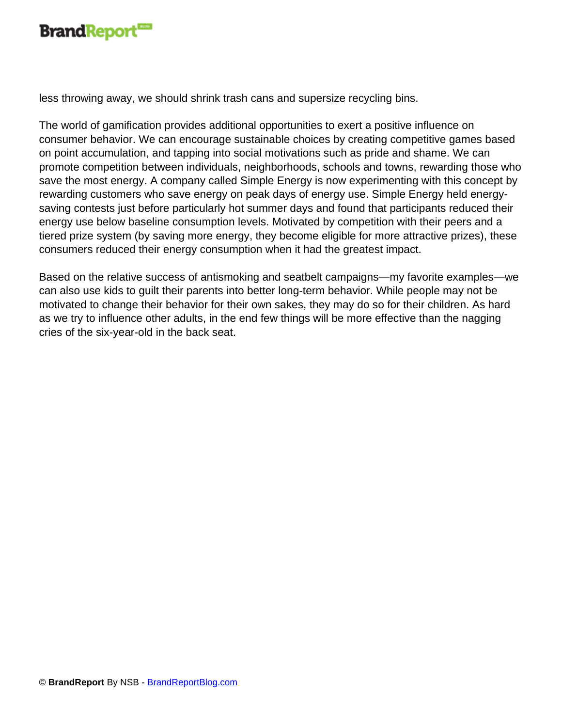less throwing away, we should shrink trash cans and supersize recycling bins.

The world of gamification provides additional opportunities to exert a positive influence on consumer behavior. We can encourage sustainable choices by creating competitive games based on point accumulation, and tapping into social motivations such as pride and shame. We can promote competition between individuals, neighborhoods, schools and towns, rewarding those who save the most energy. A company called Simple Energy is now experimenting with this concept by rewarding customers who save energy on peak days of energy use. Simple Energy held energy-saving contests just before particularly hot summer days and found that participants reduced their energy use below baseline consumption levels. Motivated by competition with their peers and a tiered prize system (by saving more energy, they become eligible for more attractive prizes), these consumers reduced their energy consumption when it had the greatest impact.

Based on the relative success of antismoking and seatbelt campaigns—my favorite examples—we can also use kids to guilt their parents into better long-term behavior. While people may not be motivated to change their behavior for their own sakes, they may do so for their children. As hard as we try to influence other adults, in the end few things will be more effective than the nagging cries of the six-year-old in the back seat.